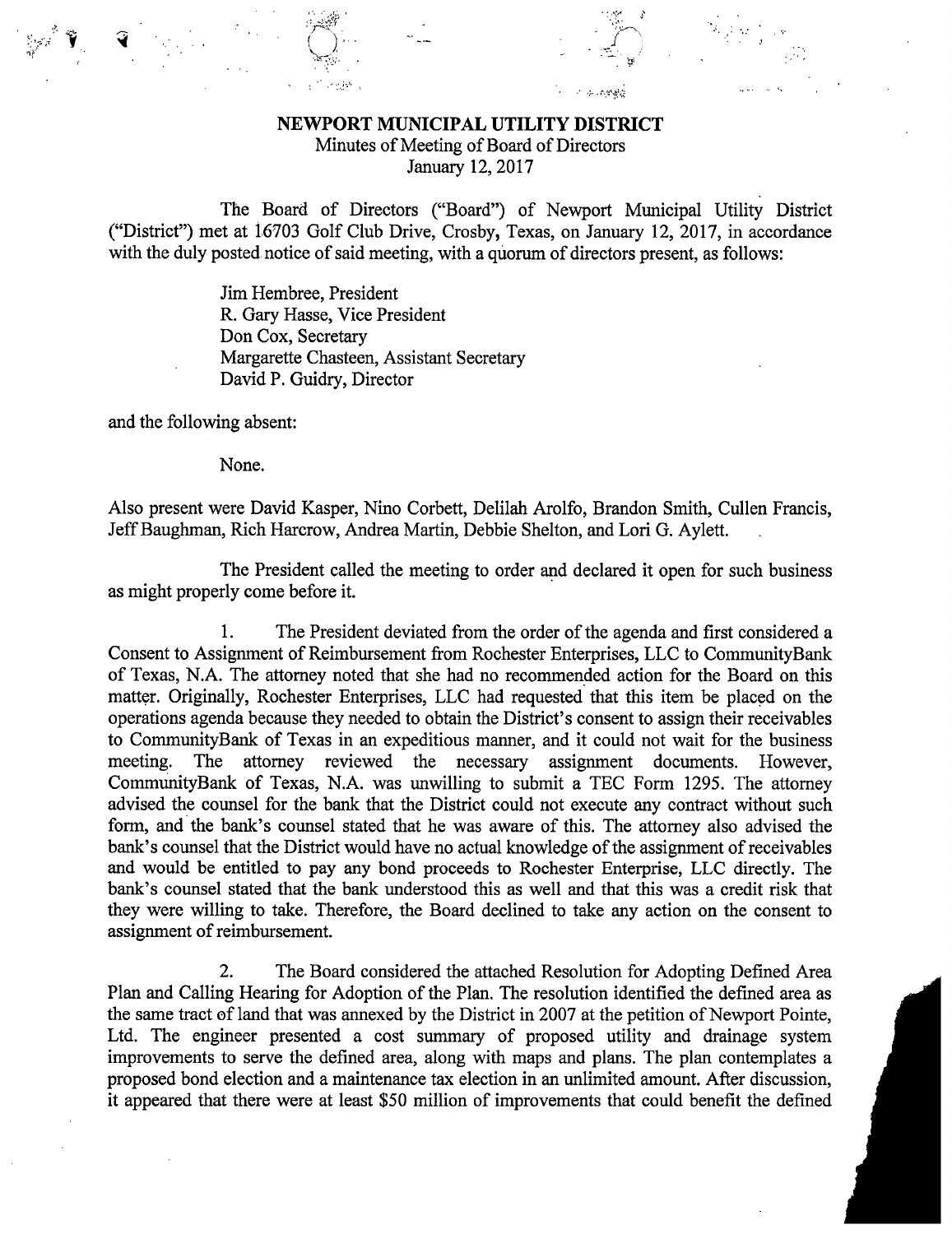**NEWPORT MUNICIPAL UTILITY DISTRICT**

Minutes of Meeting of Board of Directors

January 12, 2017

The Board of Directors ("Board") of Newport Municipal Utility District ("District") met at 16703 Golf Club Drive, Crosby, Texas, on January 12, 2017, in accordance with the duly posted notice of said meeting, with a quorum of directors present, as follows:

Jim Hembree, President
R. Gary Hasse, Vice President
Don Cox, Secretary
Margarette Chasteen, Assistant Secretary
David P. Guidry, Director

and the following absent:

None.

Also present were David Kasper, Nino Corbett, Delilah Arolfo, Brandon Smith, Cullen Francis, Jeff Baughman, Rich Harcrow, Andrea Martin, Debbie Shelton, and Lori G. Aylett.

The President called the meeting to order and declared it open for such business as might properly come before it.

1. The President deviated from the order of the agenda and first considered a Consent to Assignment of Reimbursement from Rochester Enterprises, LLC to CommunityBank of Texas, N.A. The attorney noted that she had no recommended action for the Board on this matter. Originally, Rochester Enterprises, LLC had requested that this item be placed on the operations agenda because they needed to obtain the District's consent to assign their receivables to CommunityBank of Texas in an expeditious manner, and it could not wait for the business meeting. The attorney reviewed the necessary assignment documents. However, CommunityBank of Texas, N.A. was unwilling to submit a TEC Form 1295. The attorney advised the counsel for the bank that the District could not execute any contract without such form, and the bank's counsel stated that he was aware of this. The attorney also advised the bank's counsel that the District would have no actual knowledge of the assignment of receivables and would be entitled to pay any bond proceeds to Rochester Enterprise, LLC directly. The bank's counsel stated that the bank understood this as well and that this was a credit risk that they were willing to take. Therefore, the Board declined to take any action on the consent to assignment of reimbursement.

2. The Board considered the attached Resolution for Adopting Defined Area Plan and Calling Hearing for Adoption of the Plan. The resolution identified the defined area as the same tract of land that was annexed by the District in 2007 at the petition of Newport Pointe, Ltd. The engineer presented a cost summary of proposed utility and drainage system improvements to serve the defined area, along with maps and plans. The plan contemplates a proposed bond election and a maintenance tax election in an unlimited amount. After discussion, it appeared that there were at least $50 million of improvements that could benefit the defined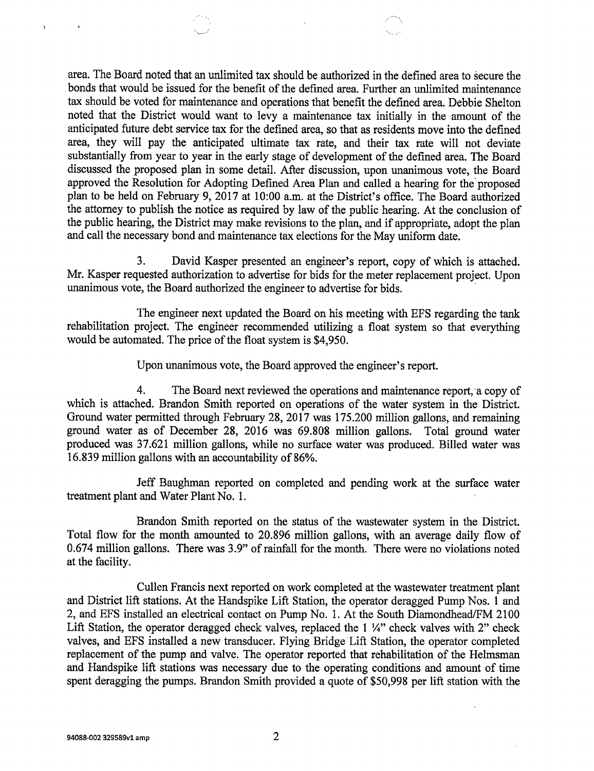area. The Board noted that an unlimited tax should be authorized in the defined area to secure the bonds that would be issued for the benefit of the defined area. Further an unlimited maintenance tax should be voted for maintenance and operations that benefit the defined area. Debbie Shelton noted that the District would want to levy a maintenance tax initially in the amount of the anticipated future debt service tax for the defined area, so that as residents move into the defined area, they will pay the anticipated ultimate tax rate, and their tax rate will not deviate substantially from year to year in the early stage of development of the defined area. The Board discussed the proposed plan in some detail. After discussion, upon unanimous vote, the Board approved the Resolution for Adopting Defined Area Plan and called a hearing for the proposed plan to be held on February 9, 2017 at 10:00 a.m. at the District's office. The Board authorized the attorney to publish the notice as required by law of the public hearing. At the conclusion of the public hearing, the District may make revisions to the plan, and if appropriate, adopt the plan and call the necessary bond and maintenance tax elections for the May uniform date.

3. David Kasper presented an engineer's report, copy of which is attached. Mr. Kasper requested authorization to advertise for bids for the meter replacement project. Upon unanimous vote, the Board authorized the engineer to advertise for bids.

The engineer next updated the Board on his meeting with EFS regarding the tank rehabilitation project. The engineer recommended utilizing a float system so that everything would be automated. The price of the float system is $4,950.

Upon unanimous vote, the Board approved the engineer's report.

4. The Board next reviewed the operations and maintenance report, a copy of which is attached. Brandon Smith reported on operations of the water system in the District. Ground water permitted through February 28, 2017 was 175.200 million gallons, and remaining ground water as of December 28, 2016 was 69.808 million gallons. Total ground water produced was 37.621 million gallons, while no surface water was produced. Billed water was 16.839 million gallons with an accountability of 86%.

Jeff Baughman reported on completed and pending work at the surface water treatment plant and Water Plant No. 1.

Brandon Smith reported on the status of the wastewater system in the District. Total flow for the month amounted to 20.896 million gallons, with an average daily flow of 0.674 million gallons. There was 3.9" of rainfall for the month. There were no violations noted at the facility.

Cullen Francis next reported on work completed at the wastewater treatment plant and District lift stations. At the Handspike Lift Station, the operator deragged Pump Nos. 1 and 2, and EFS installed an electrical contact on Pump No. 1. At the South Diamondhead/FM 2100 Lift Station, the operator deragged check valves, replaced the 1 ¼" check valves with 2" check valves, and EFS installed a new transducer. Flying Bridge Lift Station, the operator completed replacement of the pump and valve. The operator reported that rehabilitation of the Helmsman and Handspike lift stations was necessary due to the operating conditions and amount of time spent deragging the pumps. Brandon Smith provided a quote of $50,998 per lift station with the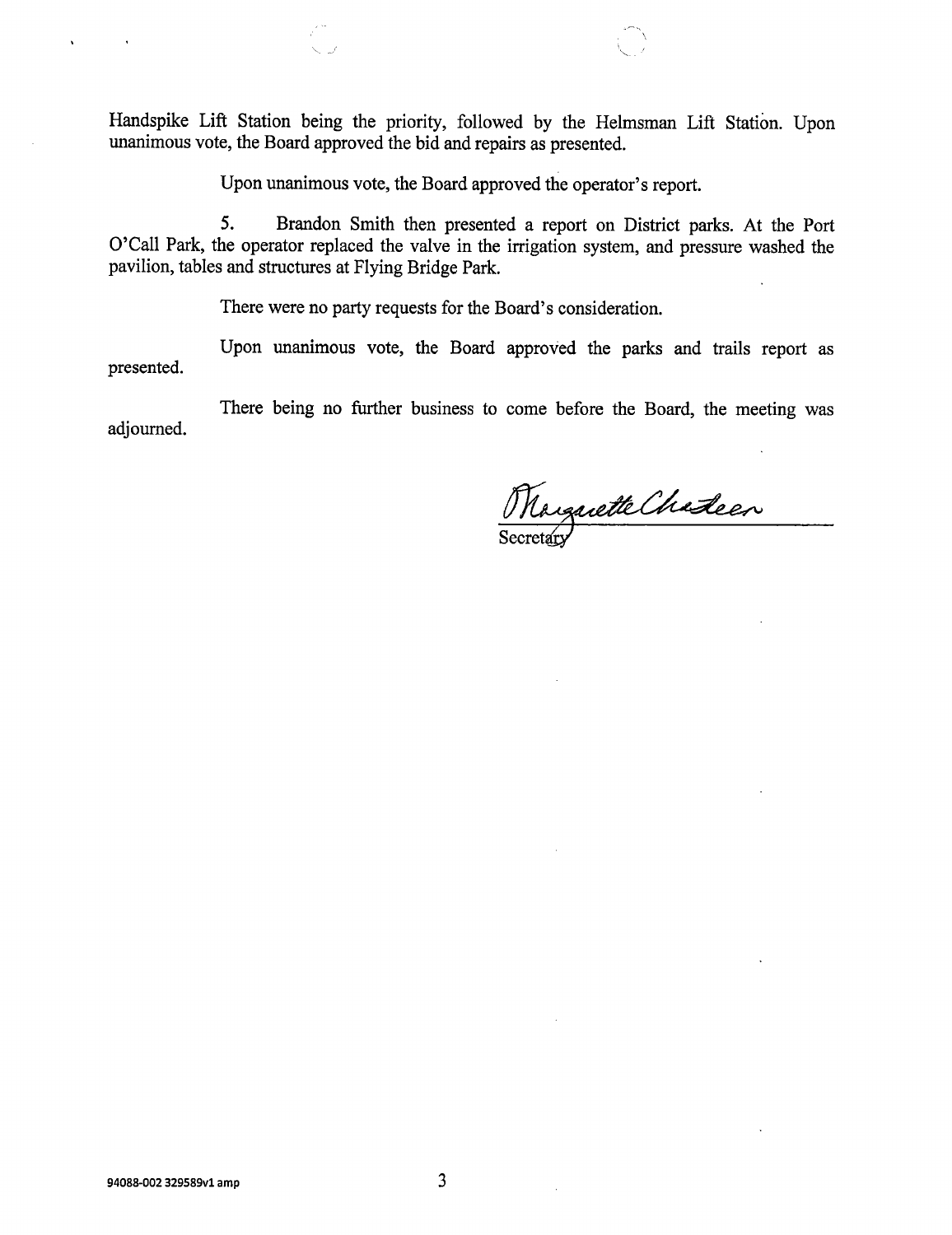Handspike Lift Station being the priority, followed by the Helmsman Lift Station. Upon unanimous vote, the Board approved the bid and repairs as presented.

Upon unanimous vote, the Board approved the operator's report.

5. Brandon Smith then presented a report on District parks. At the Port O'Call Park, the operator replaced the valve in the irrigation system, and pressure washed the pavilion, tables and structures at Flying Bridge Park.

There were no party requests for the Board's consideration.

Upon unanimous vote, the Board approved the parks and trails report as presented.

There being no further business to come before the Board, the meeting was adjourned.

Margarette Chesleen

Secretary

94088-002 329589v1 amp